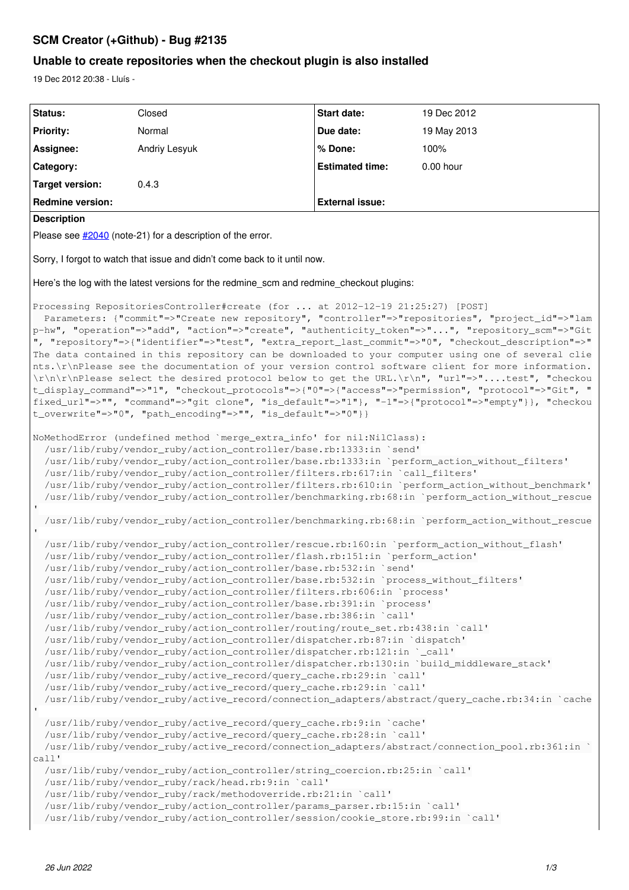# SCM Creator (+Github) - Bug #2135

## Unable to create repositories when the checkout plugin is also installed

19 Dec 2012 20:38 - Lluís -

| Status: | Closed | Start date: | 19 Dec 2012 |
|---|---|---|---|
| Priority: | Normal | Due date: | 19 May 2013 |
| Assignee: | Andriy Lesyuk | % Done: | 100% |
| Category: | | Estimated time: | 0.00 hour |
| Target version: | 0.4.3 | | |
| Redmine version: | | External issue: | |

**Description**

Please see #2040 (note-21) for a description of the error.

Sorry, I forgot to watch that issue and didn't come back to it until now.

Here's the log with the latest versions for the redmine_scm and redmine_checkout plugins:

```
Processing RepositoriesController#create (for ... at 2012-12-19 21:25:27) [POST]
  Parameters: {"commit"=>"Create new repository", "controller"=>"repositories", "project_id"=>"lamp-hw", "operation"=>"add", "action"=>"create", "authenticity_token"=>"...", "repository_scm"=>"Git", "repository"=>{"identifier"=>"test", "extra_report_last_commit"=>"0", "checkout_description"=>"The data contained in this repository can be downloaded to your computer using one of several clients.\r\nPlease see the documentation of your version control software client for more information.\r\n\r\nPlease select the desired protocol below to get the URL.\r\n", "url"=>"....test", "checkout_display_command"=>"1", "checkout_protocols"=>{"0"=>{"access"=>"permission", "protocol"=>"Git", "fixed_url"=>"", "command"=>"git clone", "is_default"=>"1"}, "-1"=>{"protocol"=>"empty"}}, "checkout_overwrite"=>"0", "path_encoding"=>"", "is_default"=>"0"}}

NoMethodError (undefined method `merge_extra_info' for nil:NilClass):
  /usr/lib/ruby/vendor_ruby/action_controller/base.rb:1333:in `send'
  /usr/lib/ruby/vendor_ruby/action_controller/base.rb:1333:in `perform_action_without_filters'
  /usr/lib/ruby/vendor_ruby/action_controller/filters.rb:617:in `call_filters'
  /usr/lib/ruby/vendor_ruby/action_controller/filters.rb:610:in `perform_action_without_benchmark'
  /usr/lib/ruby/vendor_ruby/action_controller/benchmarking.rb:68:in `perform_action_without_rescue'
  /usr/lib/ruby/vendor_ruby/action_controller/benchmarking.rb:68:in `perform_action_without_rescue'
  /usr/lib/ruby/vendor_ruby/action_controller/rescue.rb:160:in `perform_action_without_flash'
  /usr/lib/ruby/vendor_ruby/action_controller/flash.rb:151:in `perform_action'
  /usr/lib/ruby/vendor_ruby/action_controller/base.rb:532:in `send'
  /usr/lib/ruby/vendor_ruby/action_controller/base.rb:532:in `process_without_filters'
  /usr/lib/ruby/vendor_ruby/action_controller/filters.rb:606:in `process'
  /usr/lib/ruby/vendor_ruby/action_controller/base.rb:391:in `process'
  /usr/lib/ruby/vendor_ruby/action_controller/base.rb:386:in `call'
  /usr/lib/ruby/vendor_ruby/action_controller/routing/route_set.rb:438:in `call'
  /usr/lib/ruby/vendor_ruby/action_controller/dispatcher.rb:87:in `dispatch'
  /usr/lib/ruby/vendor_ruby/action_controller/dispatcher.rb:121:in `_call'
  /usr/lib/ruby/vendor_ruby/action_controller/dispatcher.rb:130:in `build_middleware_stack'
  /usr/lib/ruby/vendor_ruby/active_record/query_cache.rb:29:in `call'
  /usr/lib/ruby/vendor_ruby/active_record/query_cache.rb:29:in `call'
  /usr/lib/ruby/vendor_ruby/active_record/connection_adapters/abstract/query_cache.rb:34:in `cache'
  /usr/lib/ruby/vendor_ruby/active_record/query_cache.rb:9:in `cache'
  /usr/lib/ruby/vendor_ruby/active_record/query_cache.rb:28:in `call'
  /usr/lib/ruby/vendor_ruby/active_record/connection_adapters/abstract/connection_pool.rb:361:in `call'
  /usr/lib/ruby/vendor_ruby/action_controller/string_coercion.rb:25:in `call'
  /usr/lib/ruby/vendor_ruby/rack/head.rb:9:in `call'
  /usr/lib/ruby/vendor_ruby/rack/methodoverride.rb:21:in `call'
  /usr/lib/ruby/vendor_ruby/action_controller/params_parser.rb:15:in `call'
  /usr/lib/ruby/vendor_ruby/action_controller/session/cookie_store.rb:99:in `call'
```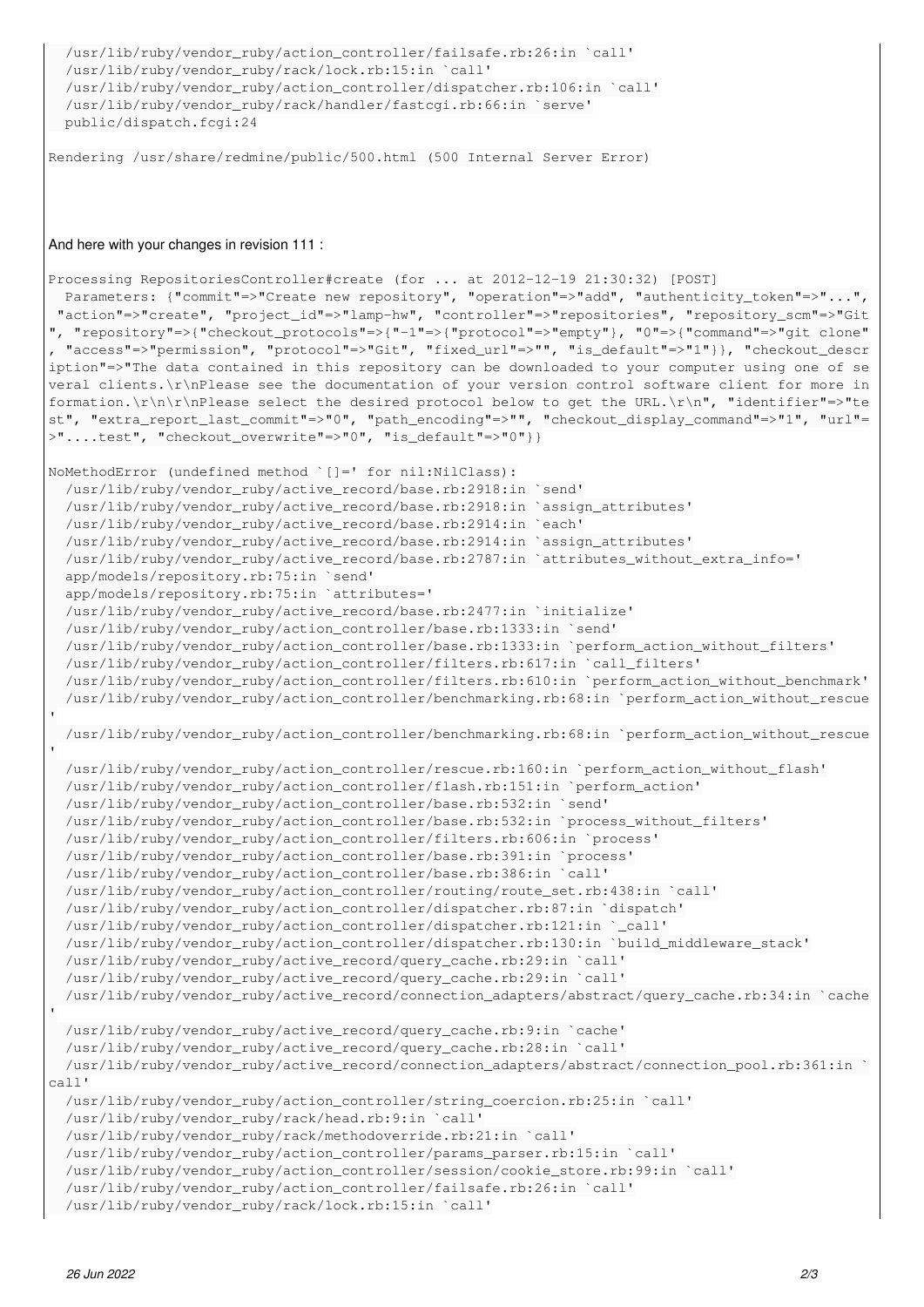```
  /usr/lib/ruby/vendor_ruby/action_controller/failsafe.rb:26:in `call'
  /usr/lib/ruby/vendor_ruby/rack/lock.rb:15:in `call'
  /usr/lib/ruby/vendor_ruby/action_controller/dispatcher.rb:106:in `call'
  /usr/lib/ruby/vendor_ruby/rack/handler/fastcgi.rb:66:in `serve'
  public/dispatch.fcgi:24

Rendering /usr/share/redmine/public/500.html (500 Internal Server Error)
```

And here with your changes in revision 111 :

```
Processing RepositoriesController#create (for ... at 2012-12-19 21:30:32) [POST]
  Parameters: {"commit"=>"Create new repository", "operation"=>"add", "authenticity_token"=>"...",
 "action"=>"create", "project_id"=>"lamp-hw", "controller"=>"repositories", "repository_scm"=>"Git
", "repository"=>{"checkout_protocols"=>{"-1"=>{"protocol"=>"empty"}, "0"=>{"command"=>"git clone"
, "access"=>"permission", "protocol"=>"Git", "fixed_url"=>"", "is_default"=>"1"}}, "checkout_descr
iption"=>"The data contained in this repository can be downloaded to your computer using one of se
veral clients.\r\nPlease see the documentation of your version control software client for more in
formation.\r\n\r\nPlease select the desired protocol below to get the URL.\r\n", "identifier"=>"te
st", "extra_report_last_commit"=>"0", "path_encoding"=>"", "checkout_display_command"=>"1", "url"=
>"....test", "checkout_overwrite"=>"0", "is_default"=>"0"}}

NoMethodError (undefined method `[]=' for nil:NilClass):
  /usr/lib/ruby/vendor_ruby/active_record/base.rb:2918:in `send'
  /usr/lib/ruby/vendor_ruby/active_record/base.rb:2918:in `assign_attributes'
  /usr/lib/ruby/vendor_ruby/active_record/base.rb:2914:in `each'
  /usr/lib/ruby/vendor_ruby/active_record/base.rb:2914:in `assign_attributes'
  /usr/lib/ruby/vendor_ruby/active_record/base.rb:2787:in `attributes_without_extra_info='
  app/models/repository.rb:75:in `send'
  app/models/repository.rb:75:in `attributes='
  /usr/lib/ruby/vendor_ruby/active_record/base.rb:2477:in `initialize'
  /usr/lib/ruby/vendor_ruby/action_controller/base.rb:1333:in `send'
  /usr/lib/ruby/vendor_ruby/action_controller/base.rb:1333:in `perform_action_without_filters'
  /usr/lib/ruby/vendor_ruby/action_controller/filters.rb:617:in `call_filters'
  /usr/lib/ruby/vendor_ruby/action_controller/filters.rb:610:in `perform_action_without_benchmark'
  /usr/lib/ruby/vendor_ruby/action_controller/benchmarking.rb:68:in `perform_action_without_rescue
'
  /usr/lib/ruby/vendor_ruby/action_controller/benchmarking.rb:68:in `perform_action_without_rescue
'
  /usr/lib/ruby/vendor_ruby/action_controller/rescue.rb:160:in `perform_action_without_flash'
  /usr/lib/ruby/vendor_ruby/action_controller/flash.rb:151:in `perform_action'
  /usr/lib/ruby/vendor_ruby/action_controller/base.rb:532:in `send'
  /usr/lib/ruby/vendor_ruby/action_controller/base.rb:532:in `process_without_filters'
  /usr/lib/ruby/vendor_ruby/action_controller/filters.rb:606:in `process'
  /usr/lib/ruby/vendor_ruby/action_controller/base.rb:391:in `process'
  /usr/lib/ruby/vendor_ruby/action_controller/base.rb:386:in `call'
  /usr/lib/ruby/vendor_ruby/action_controller/routing/route_set.rb:438:in `call'
  /usr/lib/ruby/vendor_ruby/action_controller/dispatcher.rb:87:in `dispatch'
  /usr/lib/ruby/vendor_ruby/action_controller/dispatcher.rb:121:in `_call'
  /usr/lib/ruby/vendor_ruby/action_controller/dispatcher.rb:130:in `build_middleware_stack'
  /usr/lib/ruby/vendor_ruby/active_record/query_cache.rb:29:in `call'
  /usr/lib/ruby/vendor_ruby/active_record/query_cache.rb:29:in `call'
  /usr/lib/ruby/vendor_ruby/active_record/connection_adapters/abstract/query_cache.rb:34:in `cache
'
  /usr/lib/ruby/vendor_ruby/active_record/query_cache.rb:9:in `cache'
  /usr/lib/ruby/vendor_ruby/active_record/query_cache.rb:28:in `call'
  /usr/lib/ruby/vendor_ruby/active_record/connection_adapters/abstract/connection_pool.rb:361:in `
call'
  /usr/lib/ruby/vendor_ruby/action_controller/string_coercion.rb:25:in `call'
  /usr/lib/ruby/vendor_ruby/rack/head.rb:9:in `call'
  /usr/lib/ruby/vendor_ruby/rack/methodoverride.rb:21:in `call'
  /usr/lib/ruby/vendor_ruby/action_controller/params_parser.rb:15:in `call'
  /usr/lib/ruby/vendor_ruby/action_controller/session/cookie_store.rb:99:in `call'
  /usr/lib/ruby/vendor_ruby/action_controller/failsafe.rb:26:in `call'
  /usr/lib/ruby/vendor_ruby/rack/lock.rb:15:in `call'
```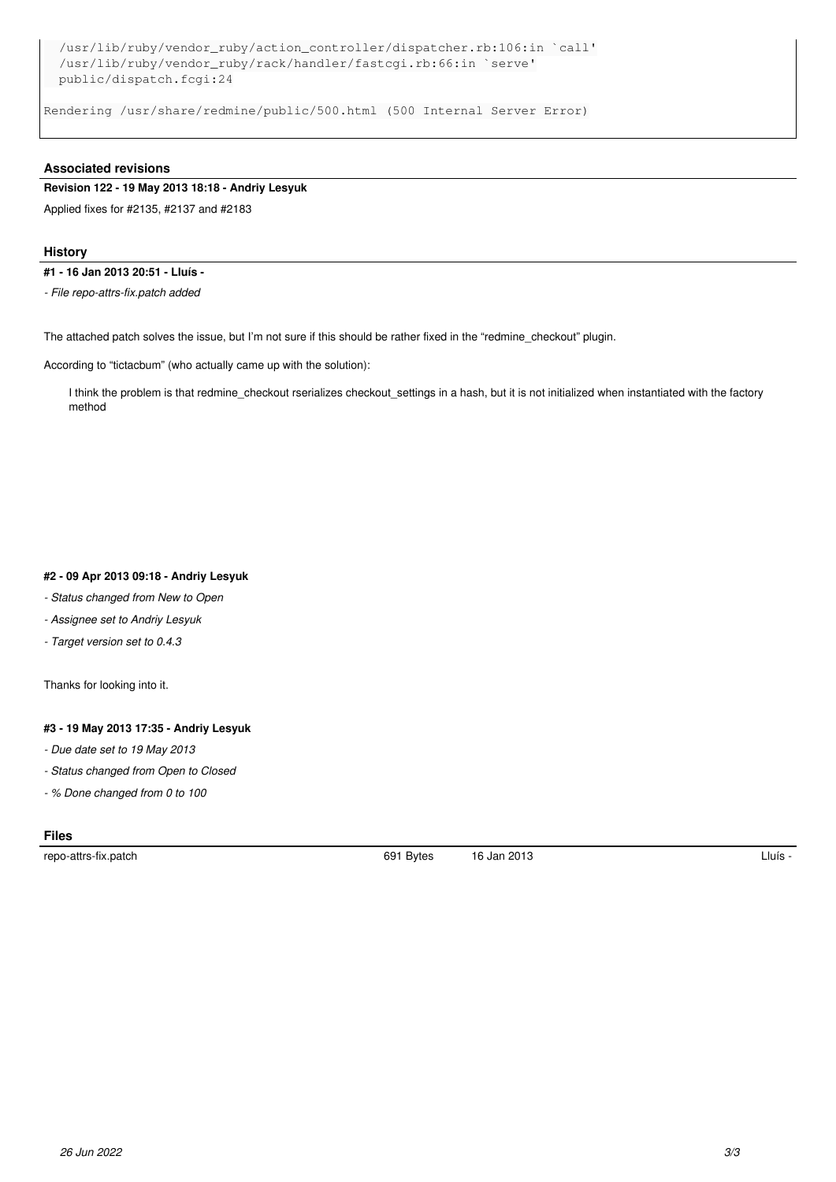```
  /usr/lib/ruby/vendor_ruby/action_controller/dispatcher.rb:106:in `call'
  /usr/lib/ruby/vendor_ruby/rack/handler/fastcgi.rb:66:in `serve'
  public/dispatch.fcgi:24

Rendering /usr/share/redmine/public/500.html (500 Internal Server Error)
```

### Associated revisions

**Revision 122 - 19 May 2013 18:18 - Andriy Lesyuk**

Applied fixes for #2135, #2137 and #2183

### History

**#1 - 16 Jan 2013 20:51 - Lluís -**

*- File repo-attrs-fix.patch added*

The attached patch solves the issue, but I'm not sure if this should be rather fixed in the "redmine_checkout" plugin.

According to "tictacbum" (who actually came up with the solution):

> I think the problem is that redmine_checkout rserializes checkout_settings in a hash, but it is not initialized when instantiated with the factory method

**#2 - 09 Apr 2013 09:18 - Andriy Lesyuk**

*- Status changed from New to Open*

*- Assignee set to Andriy Lesyuk*

*- Target version set to 0.4.3*

Thanks for looking into it.

**#3 - 19 May 2013 17:35 - Andriy Lesyuk**

*- Due date set to 19 May 2013*

*- Status changed from Open to Closed*

*- % Done changed from 0 to 100*

### Files

| | | | |
|---|---|---|---|
| repo-attrs-fix.patch | 691 Bytes | 16 Jan 2013 | Lluís - |